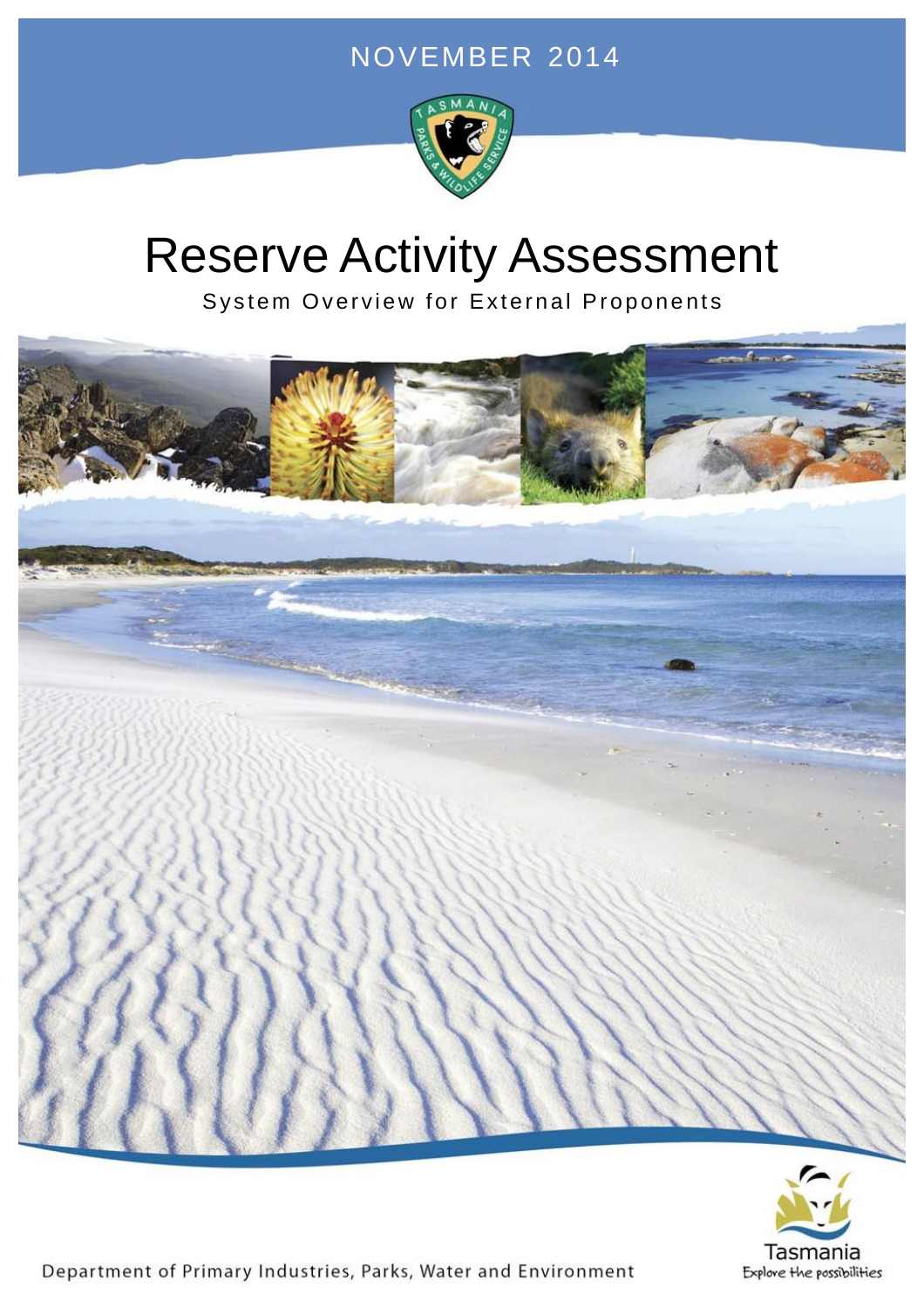NOVEMBER 2014

# Reserve Activity Assessment

System Overview for External Proponents

Department of Primary Industries, Parks, Water and Environment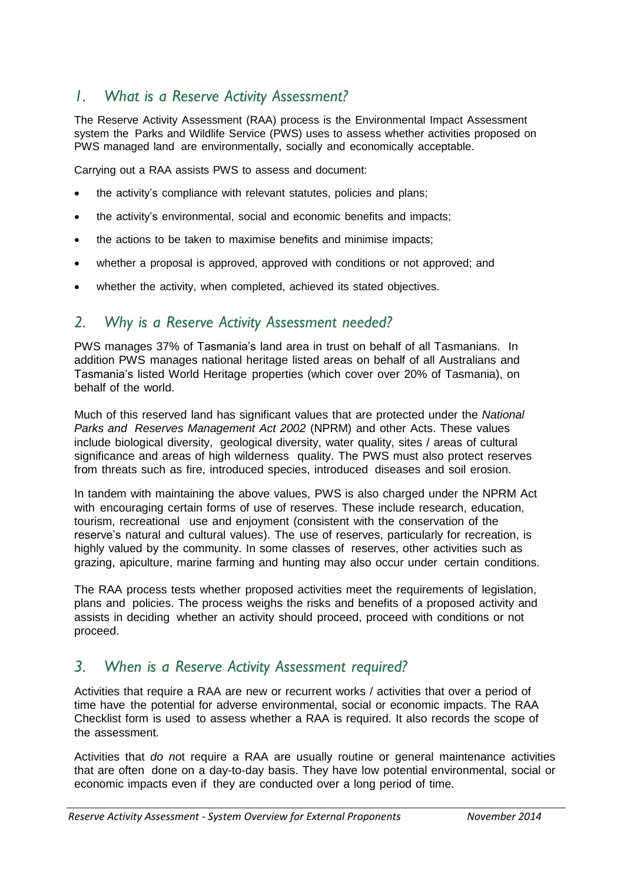## *1. What is a Reserve Activity Assessment?*

The Reserve Activity Assessment (RAA) process is the Environmental Impact Assessment system the Parks and Wildlife Service (PWS) uses to assess whether activities proposed on PWS managed land are environmentally, socially and economically acceptable.

Carrying out a RAA assists PWS to assess and document:

- the activity's compliance with relevant statutes, policies and plans;
- the activity's environmental, social and economic benefits and impacts;
- the actions to be taken to maximise benefits and minimise impacts;
- whether a proposal is approved, approved with conditions or not approved; and
- whether the activity, when completed, achieved its stated objectives.

## *2. Why is a Reserve Activity Assessment needed?*

PWS manages 37% of Tasmania's land area in trust on behalf of all Tasmanians. In addition PWS manages national heritage listed areas on behalf of all Australians and Tasmania's listed World Heritage properties (which cover over 20% of Tasmania), on behalf of the world.

Much of this reserved land has significant values that are protected under the *National Parks and Reserves Management Act 2002* (NPRM) and other Acts. These values include biological diversity, geological diversity, water quality, sites / areas of cultural significance and areas of high wilderness quality. The PWS must also protect reserves from threats such as fire, introduced species, introduced diseases and soil erosion.

In tandem with maintaining the above values, PWS is also charged under the NPRM Act with encouraging certain forms of use of reserves. These include research, education, tourism, recreational use and enjoyment (consistent with the conservation of the reserve's natural and cultural values). The use of reserves, particularly for recreation, is highly valued by the community. In some classes of reserves, other activities such as grazing, apiculture, marine farming and hunting may also occur under certain conditions.

The RAA process tests whether proposed activities meet the requirements of legislation, plans and policies. The process weighs the risks and benefits of a proposed activity and assists in deciding whether an activity should proceed, proceed with conditions or not proceed.

## *3. When is a Reserve Activity Assessment required?*

Activities that require a RAA are new or recurrent works / activities that over a period of time have the potential for adverse environmental, social or economic impacts. The RAA Checklist form is used to assess whether a RAA is required. It also records the scope of the assessment.

Activities that *do no*t require a RAA are usually routine or general maintenance activities that are often done on a day-to-day basis. They have low potential environmental, social or economic impacts even if they are conducted over a long period of time.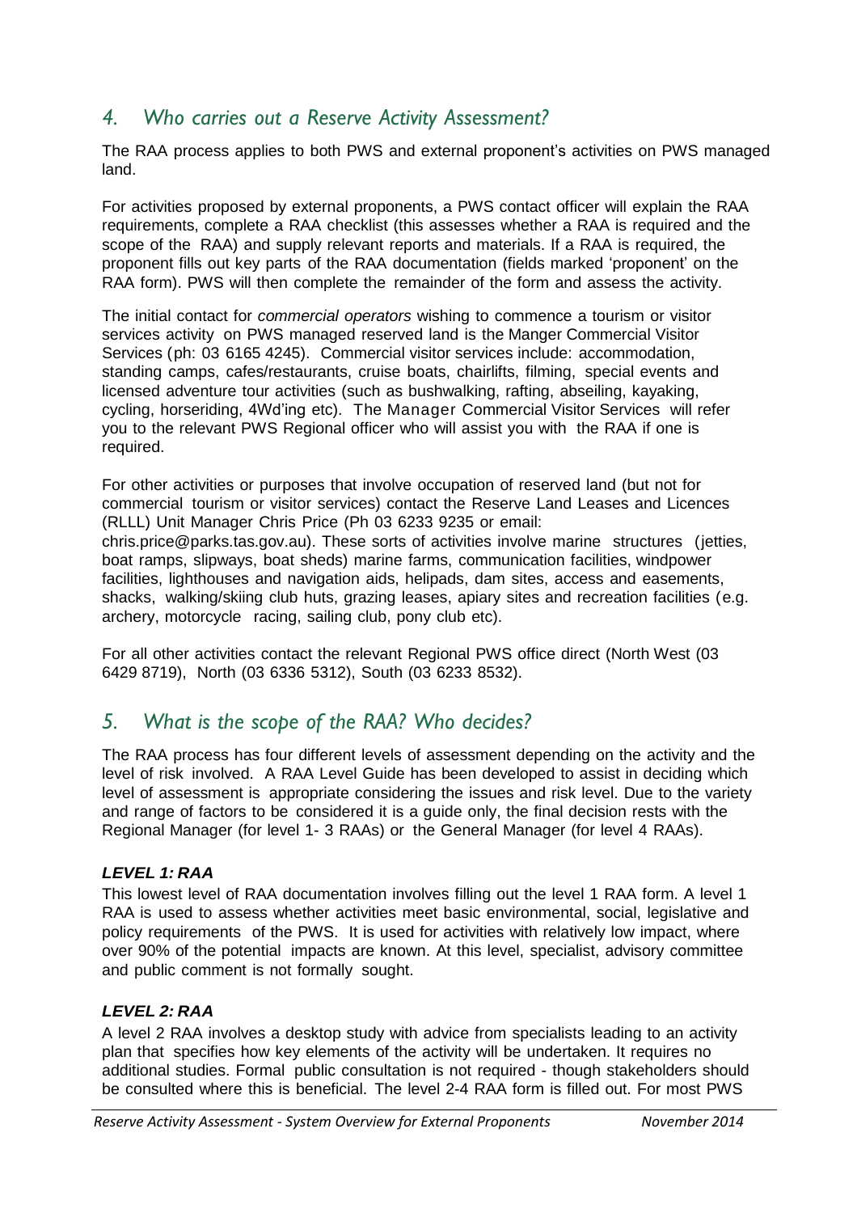## *4. Who carries out a Reserve Activity Assessment?*

The RAA process applies to both PWS and external proponent's activities on PWS managed land.

For activities proposed by external proponents, a PWS contact officer will explain the RAA requirements, complete a RAA checklist (this assesses whether a RAA is required and the scope of the RAA) and supply relevant reports and materials. If a RAA is required, the proponent fills out key parts of the RAA documentation (fields marked 'proponent' on the RAA form). PWS will then complete the remainder of the form and assess the activity.

The initial contact for *commercial operators* wishing to commence a tourism or visitor services activity on PWS managed reserved land is the Manger Commercial Visitor Services (ph: 03 6165 4245). Commercial visitor services include: accommodation, standing camps, cafes/restaurants, cruise boats, chairlifts, filming, special events and licensed adventure tour activities (such as bushwalking, rafting, abseiling, kayaking, cycling, horseriding, 4Wd'ing etc). The Manager Commercial Visitor Services will refer you to the relevant PWS Regional officer who will assist you with the RAA if one is required.

For other activities or purposes that involve occupation of reserved land (but not for commercial tourism or visitor services) contact the Reserve Land Leases and Licences (RLLL) Unit Manager Chris Price (Ph 03 6233 9235 or email: chris.price@parks.tas.gov.au). These sorts of activities involve marine structures (jetties, boat ramps, slipways, boat sheds) marine farms, communication facilities, windpower facilities, lighthouses and navigation aids, helipads, dam sites, access and easements, shacks, walking/skiing club huts, grazing leases, apiary sites and recreation facilities (e.g. archery, motorcycle racing, sailing club, pony club etc).

For all other activities contact the relevant Regional PWS office direct (North West (03 6429 8719), North (03 6336 5312), South (03 6233 8532).

## *5. What is the scope of the RAA? Who decides?*

The RAA process has four different levels of assessment depending on the activity and the level of risk involved. A RAA Level Guide has been developed to assist in deciding which level of assessment is appropriate considering the issues and risk level. Due to the variety and range of factors to be considered it is a guide only, the final decision rests with the Regional Manager (for level 1- 3 RAAs) or the General Manager (for level 4 RAAs).

### ***LEVEL 1: RAA***

This lowest level of RAA documentation involves filling out the level 1 RAA form. A level 1 RAA is used to assess whether activities meet basic environmental, social, legislative and policy requirements of the PWS. It is used for activities with relatively low impact, where over 90% of the potential impacts are known. At this level, specialist, advisory committee and public comment is not formally sought.

### ***LEVEL 2: RAA***

A level 2 RAA involves a desktop study with advice from specialists leading to an activity plan that specifies how key elements of the activity will be undertaken. It requires no additional studies. Formal public consultation is not required - though stakeholders should be consulted where this is beneficial. The level 2-4 RAA form is filled out. For most PWS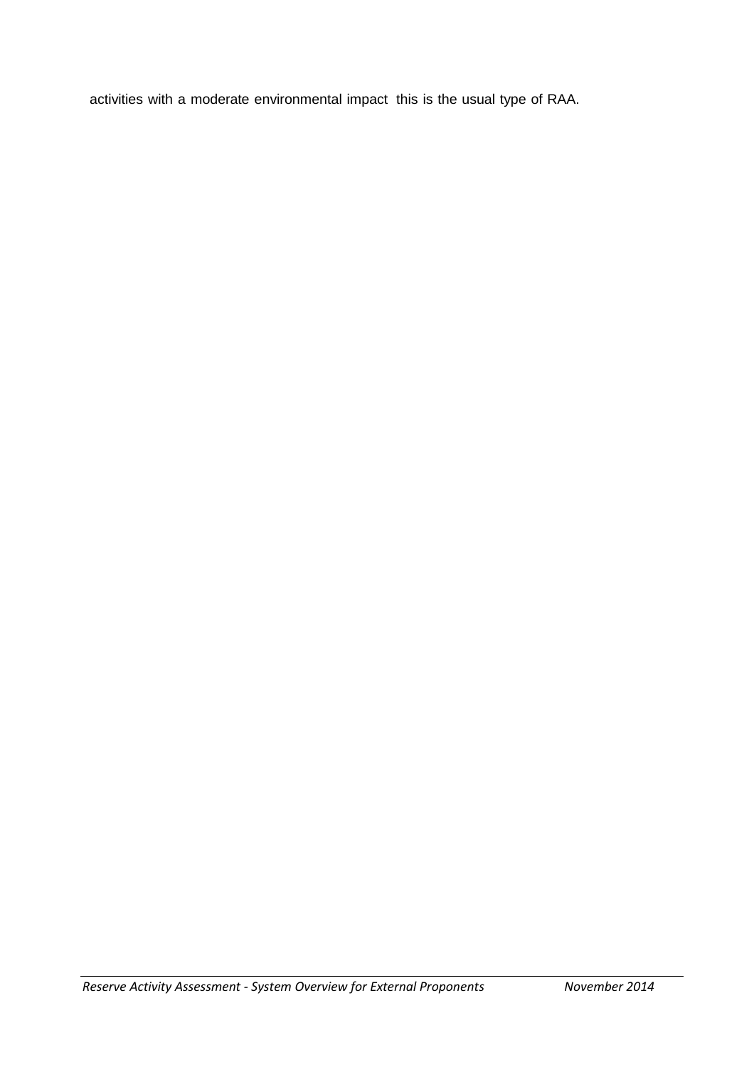activities with a moderate environmental impact  this is the usual type of RAA.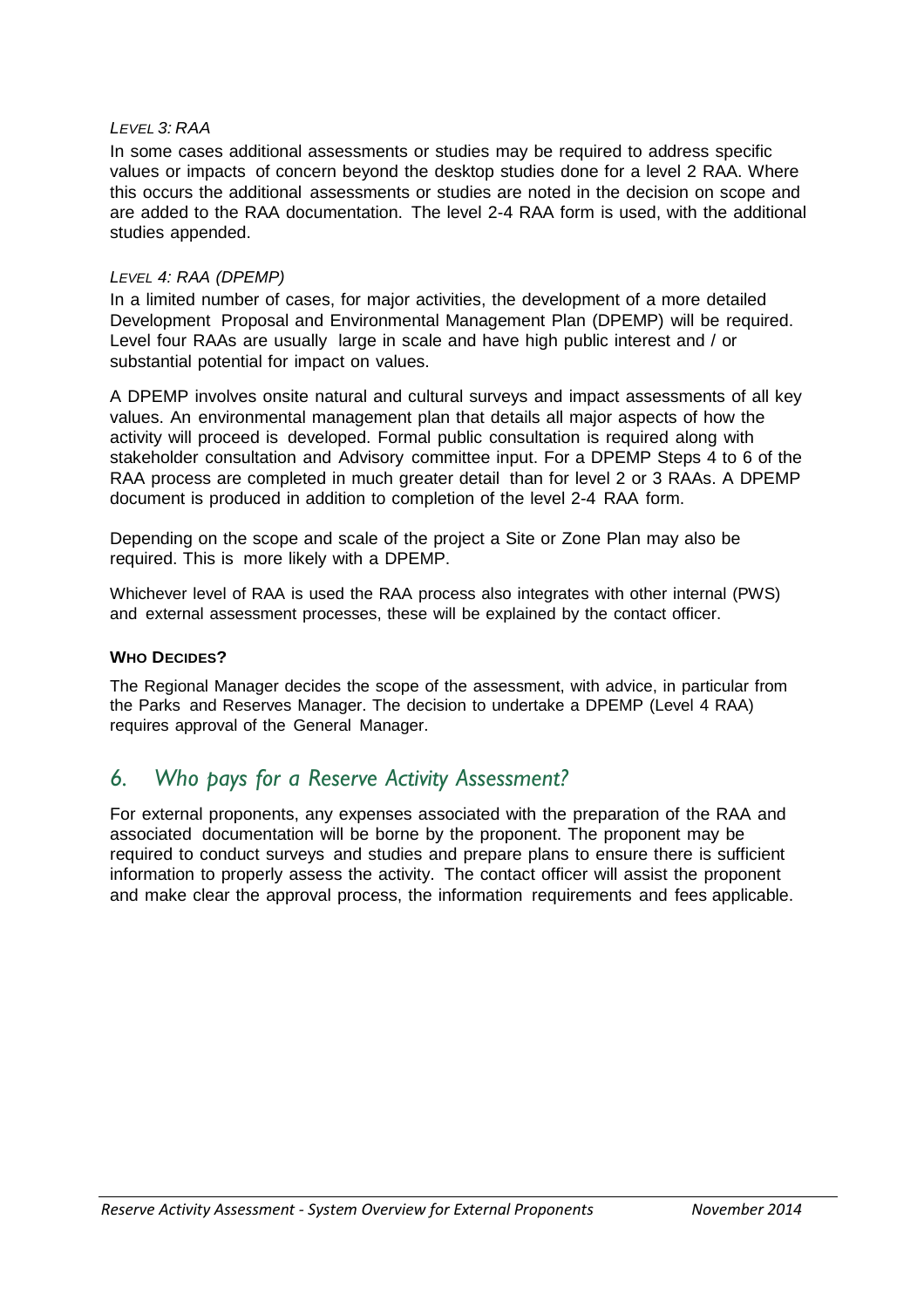*Level 3: RAA*

In some cases additional assessments or studies may be required to address specific values or impacts of concern beyond the desktop studies done for a level 2 RAA. Where this occurs the additional assessments or studies are noted in the decision on scope and are added to the RAA documentation. The level 2-4 RAA form is used, with the additional studies appended.

*Level 4: RAA (DPEMP)*

In a limited number of cases, for major activities, the development of a more detailed Development Proposal and Environmental Management Plan (DPEMP) will be required. Level four RAAs are usually large in scale and have high public interest and / or substantial potential for impact on values.

A DPEMP involves onsite natural and cultural surveys and impact assessments of all key values. An environmental management plan that details all major aspects of how the activity will proceed is developed. Formal public consultation is required along with stakeholder consultation and Advisory committee input. For a DPEMP Steps 4 to 6 of the RAA process are completed in much greater detail than for level 2 or 3 RAAs. A DPEMP document is produced in addition to completion of the level 2-4 RAA form.

Depending on the scope and scale of the project a Site or Zone Plan may also be required. This is more likely with a DPEMP.

Whichever level of RAA is used the RAA process also integrates with other internal (PWS) and external assessment processes, these will be explained by the contact officer.

**Who Decides?**

The Regional Manager decides the scope of the assessment, with advice, in particular from the Parks and Reserves Manager. The decision to undertake a DPEMP (Level 4 RAA) requires approval of the General Manager.

## 6. Who pays for a Reserve Activity Assessment?

For external proponents, any expenses associated with the preparation of the RAA and associated documentation will be borne by the proponent. The proponent may be required to conduct surveys and studies and prepare plans to ensure there is sufficient information to properly assess the activity. The contact officer will assist the proponent and make clear the approval process, the information requirements and fees applicable.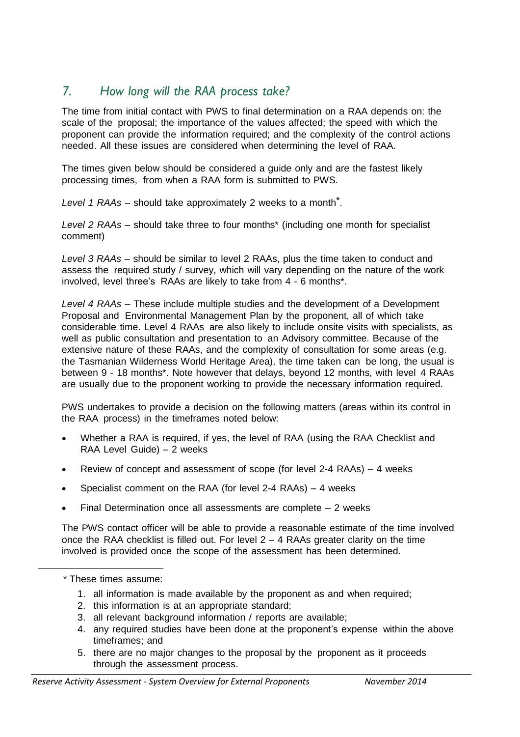## *7. How long will the RAA process take?*

The time from initial contact with PWS to final determination on a RAA depends on: the scale of the proposal; the importance of the values affected; the speed with which the proponent can provide the information required; and the complexity of the control actions needed. All these issues are considered when determining the level of RAA.

The times given below should be considered a guide only and are the fastest likely processing times, from when a RAA form is submitted to PWS.

*Level 1 RAAs* – should take approximately 2 weeks to a month*.

*Level 2 RAAs* – should take three to four months* (including one month for specialist comment)

*Level 3 RAAs* – should be similar to level 2 RAAs, plus the time taken to conduct and assess the required study / survey, which will vary depending on the nature of the work involved, level three's RAAs are likely to take from 4 - 6 months*.

*Level 4 RAAs* – These include multiple studies and the development of a Development Proposal and Environmental Management Plan by the proponent, all of which take considerable time. Level 4 RAAs are also likely to include onsite visits with specialists, as well as public consultation and presentation to an Advisory committee. Because of the extensive nature of these RAAs, and the complexity of consultation for some areas (e.g. the Tasmanian Wilderness World Heritage Area), the time taken can be long, the usual is between 9 - 18 months*. Note however that delays, beyond 12 months, with level 4 RAAs are usually due to the proponent working to provide the necessary information required.

PWS undertakes to provide a decision on the following matters (areas within its control in the RAA process) in the timeframes noted below:

- Whether a RAA is required, if yes, the level of RAA (using the RAA Checklist and RAA Level Guide) – 2 weeks
- Review of concept and assessment of scope (for level 2-4 RAAs) – 4 weeks
- Specialist comment on the RAA (for level 2-4 RAAs) – 4 weeks
- Final Determination once all assessments are complete – 2 weeks

The PWS contact officer will be able to provide a reasonable estimate of the time involved once the RAA checklist is filled out. For level 2 – 4 RAAs greater clarity on the time involved is provided once the scope of the assessment has been determined.

---

\* These times assume:

1. all information is made available by the proponent as and when required;
2. this information is at an appropriate standard;
3. all relevant background information / reports are available;
4. any required studies have been done at the proponent's expense within the above timeframes; and
5. there are no major changes to the proposal by the proponent as it proceeds through the assessment process.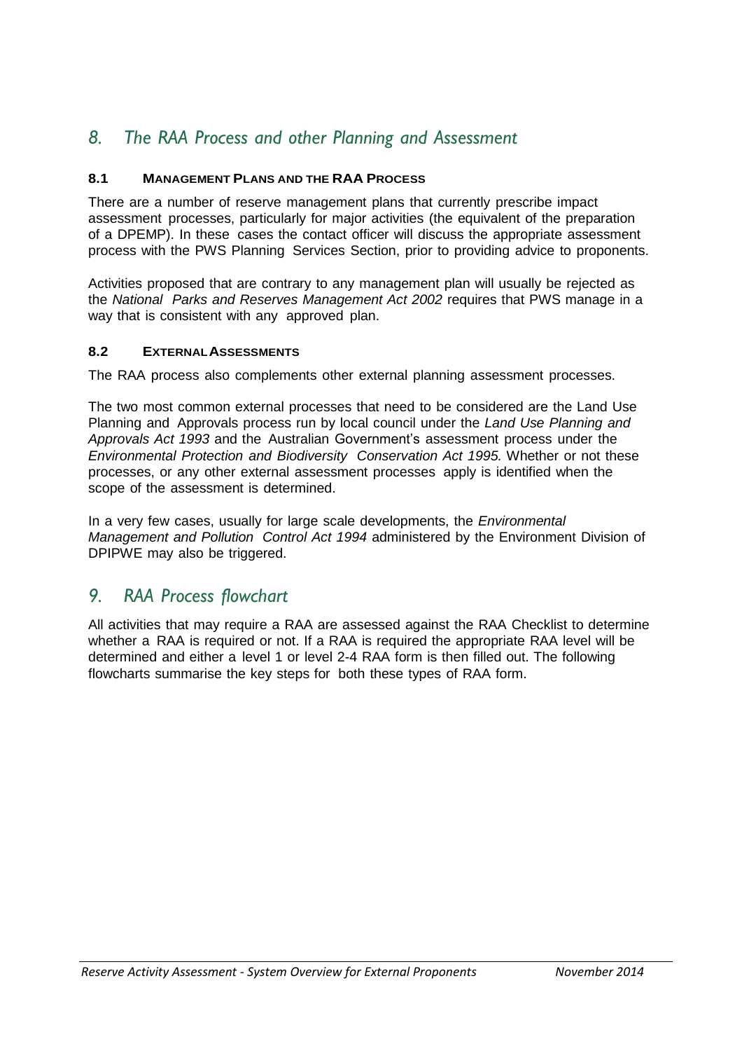## *8. The RAA Process and other Planning and Assessment*

### 8.1 MANAGEMENT PLANS AND THE RAA PROCESS

There are a number of reserve management plans that currently prescribe impact assessment processes, particularly for major activities (the equivalent of the preparation of a DPEMP). In these cases the contact officer will discuss the appropriate assessment process with the PWS Planning Services Section, prior to providing advice to proponents.

Activities proposed that are contrary to any management plan will usually be rejected as the *National Parks and Reserves Management Act 2002* requires that PWS manage in a way that is consistent with any approved plan.

### 8.2 EXTERNAL ASSESSMENTS

The RAA process also complements other external planning assessment processes.

The two most common external processes that need to be considered are the Land Use Planning and Approvals process run by local council under the *Land Use Planning and Approvals Act 1993* and the Australian Government's assessment process under the *Environmental Protection and Biodiversity Conservation Act 1995.* Whether or not these processes, or any other external assessment processes apply is identified when the scope of the assessment is determined.

In a very few cases, usually for large scale developments, the *Environmental Management and Pollution Control Act 1994* administered by the Environment Division of DPIPWE may also be triggered.

## *9. RAA Process flowchart*

All activities that may require a RAA are assessed against the RAA Checklist to determine whether a RAA is required or not. If a RAA is required the appropriate RAA level will be determined and either a level 1 or level 2-4 RAA form is then filled out. The following flowcharts summarise the key steps for both these types of RAA form.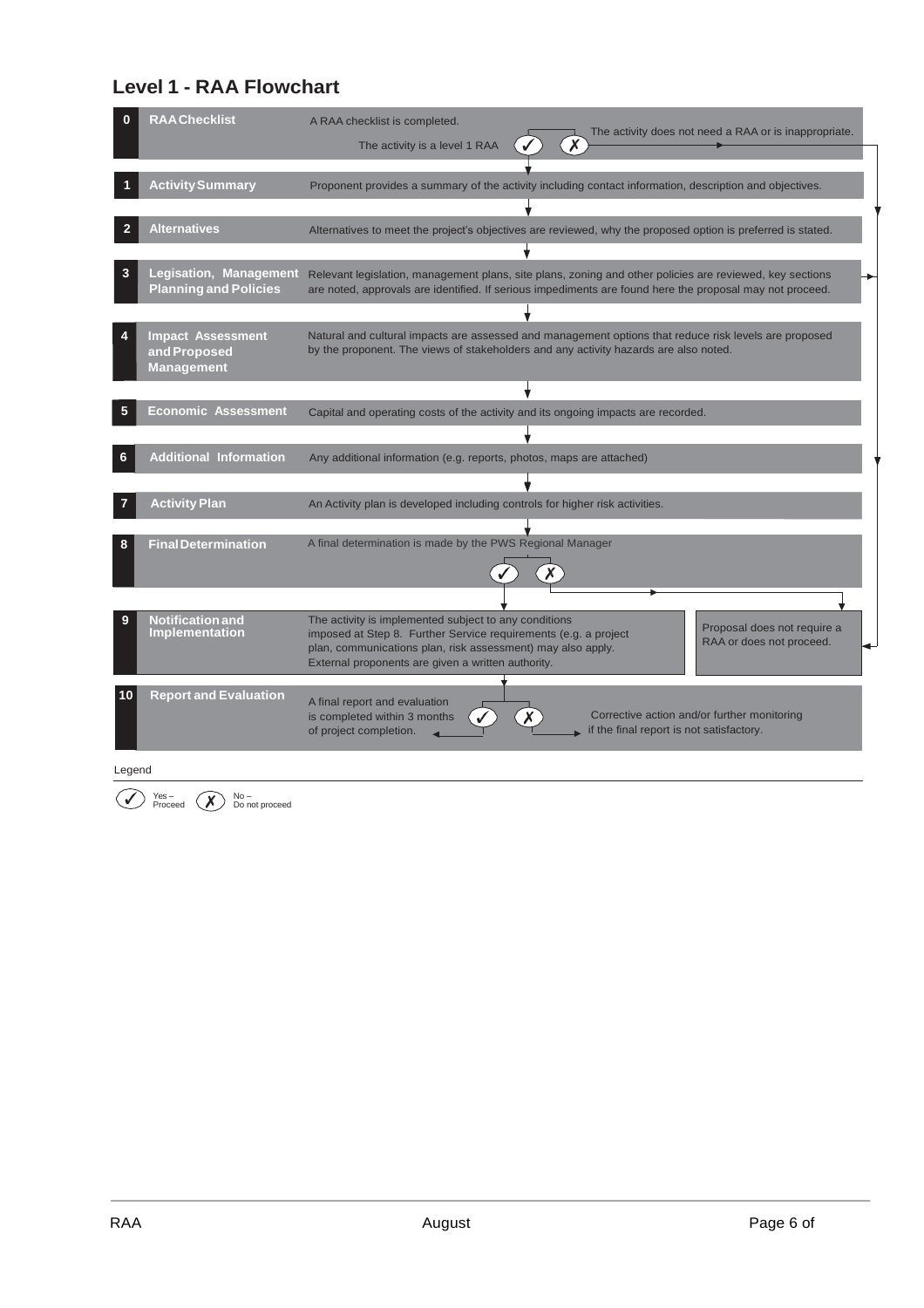# Level 1 - RAA Flowchart

| Step | Stage | Description |
|---|---|---|
| 0 | **RAA Checklist** | A RAA checklist is completed. The activity is a level 1 RAA ✓ ✗ The activity does not need a RAA or is inappropriate. |
| 1 | **Activity Summary** | Proponent provides a summary of the activity including contact information, description and objectives. |
| 2 | **Alternatives** | Alternatives to meet the project's objectives are reviewed, why the proposed option is preferred is stated. |
| 3 | **Legislation, Management Planning and Policies** | Relevant legislation, management plans, site plans, zoning and other policies are reviewed, key sections are noted, approvals are identified. If serious impediments are found here the proposal may not proceed. |
| 4 | **Impact Assessment and Proposed Management** | Natural and cultural impacts are assessed and management options that reduce risk levels are proposed by the proponent. The views of stakeholders and any activity hazards are also noted. |
| 5 | **Economic Assessment** | Capital and operating costs of the activity and its ongoing impacts are recorded. |
| 6 | **Additional Information** | Any additional information (e.g. reports, photos, maps are attached) |
| 7 | **Activity Plan** | An Activity plan is developed including controls for higher risk activities. |
| 8 | **Final Determination** | A final determination is made by the PWS Regional Manager ✓ ✗ |
| 9 | **Notification and Implementation** | The activity is implemented subject to any conditions imposed at Step 8. Further Service requirements (e.g. a project plan, communications plan, risk assessment) may also apply. External proponents are given a written authority. |
| | | Proposal does not require a RAA or does not proceed. |
| 10 | **Report and Evaluation** | A final report and evaluation is completed within 3 months of project completion. ✓ ✗ Corrective action and/or further monitoring if the final report is not satisfactory. |

Legend

✓ Yes – Proceed ✗ No – Do not proceed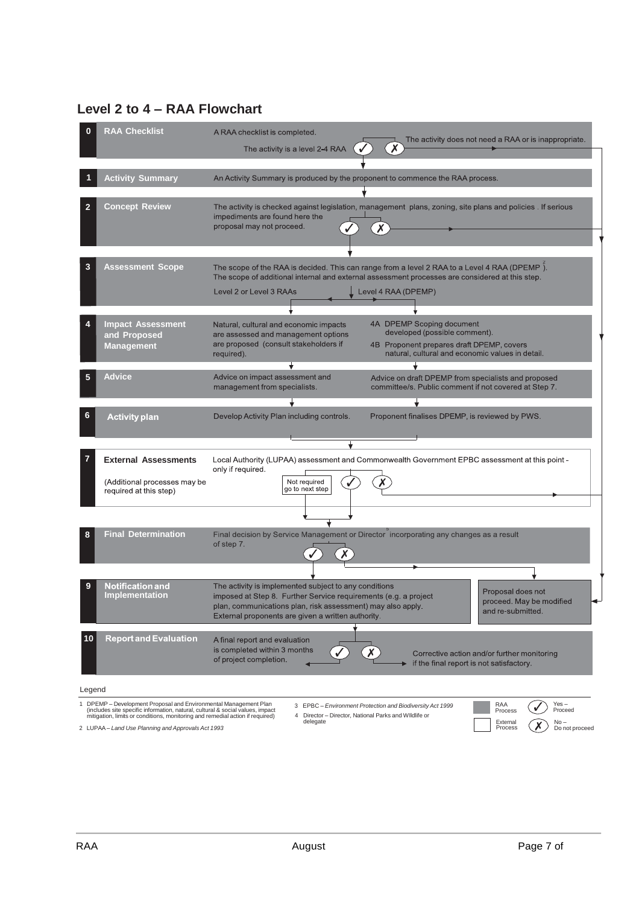## Level 2 to 4 – RAA Flowchart

**0 RAA Checklist**

A RAA checklist is completed.

The activity is a level 2-4 RAA ✓ ✗ The activity does not need a RAA or is inappropriate.

**1 Activity Summary**

An Activity Summary is produced by the proponent to commence the RAA process.

**2 Concept Review**

The activity is checked against legislation, management plans, zoning, site plans and policies . If serious impediments are found here the proposal may not proceed. ✓ ✗

**3 Assessment Scope**

The scope of the RAA is decided. This can range from a level 2 RAA to a Level 4 RAA (DPEMP[1]). The scope of additional internal and external assessment processes are considered at this step.

Level 2 or Level 3 RAAs | Level 4 RAA (DPEMP)

**4 Impact Assessment and Proposed Management**

Natural, cultural and economic impacts are assessed and management options are proposed (consult stakeholders if required).

4A DPEMP Scoping document developed (possible comment).

4B Proponent prepares draft DPEMP, covers natural, cultural and economic values in detail.

**5 Advice**

Advice on impact assessment and management from specialists.

Advice on draft DPEMP from specialists and proposed committee/s. Public comment if not covered at Step 7.

**6 Activity plan**

Develop Activity Plan including controls.

Proponent finalises DPEMP, is reviewed by PWS.

**7 External Assessments**

(Additional processes may be required at this step)

Local Authority (LUPAA) assessment and Commonwealth Government EPBC assessment at this point - only if required.

Not required go to next step ✓ ✗

**8 Final Determination**

Final decision by Service Management or Director[5] incorporating any changes as a result of step 7. ✓ ✗

**9 Notification and Implementation**

The activity is implemented subject to any conditions imposed at Step 8. Further Service requirements (e.g. a project plan, communications plan, risk assessment) may also apply. External proponents are given a written authority.

Proposal does not proceed. May be modified and re-submitted.

**10 Report and Evaluation**

A final report and evaluation is completed within 3 months of project completion. ✓ ✗

Corrective action and/or further monitoring if the final report is not satisfactory.

Legend

1 DPEMP – Development Proposal and Environmental Management Plan (includes site specific information, natural, cultural & social values, impact mitigation, limits or conditions, monitoring and remedial action if required)

2 LUPAA – *Land Use Planning and Approvals Act 1993*

3 EPBC – *Environment Protection and Biodiversity Act 1999*

4 Director – Director, National Parks and Wildlife or delegate

RAA Process | External Process | ✓ Yes – Proceed | ✗ No – Do not proceed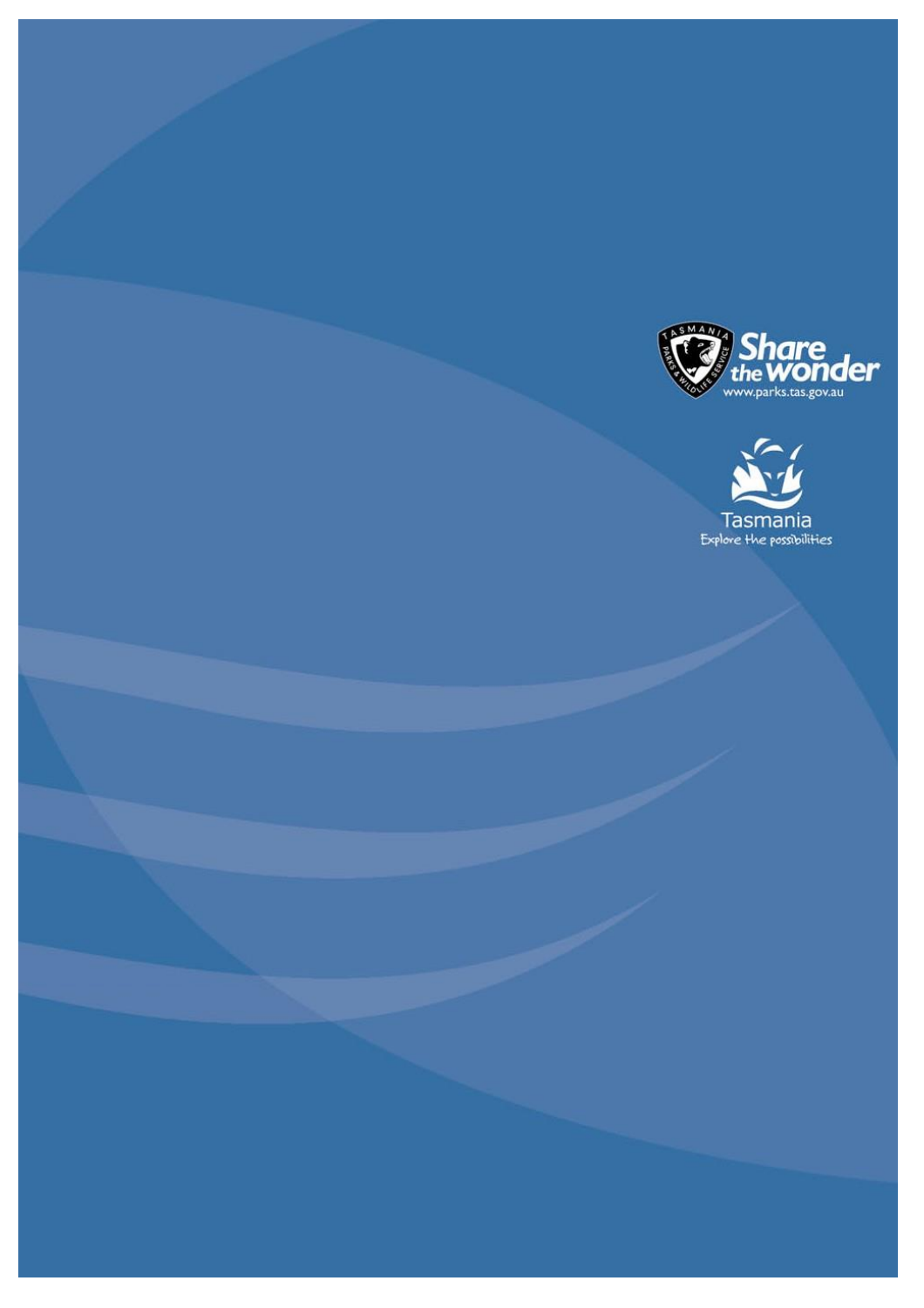Share the wonder

www.parks.tas.gov.au

Tasmania

Explore the possibilities